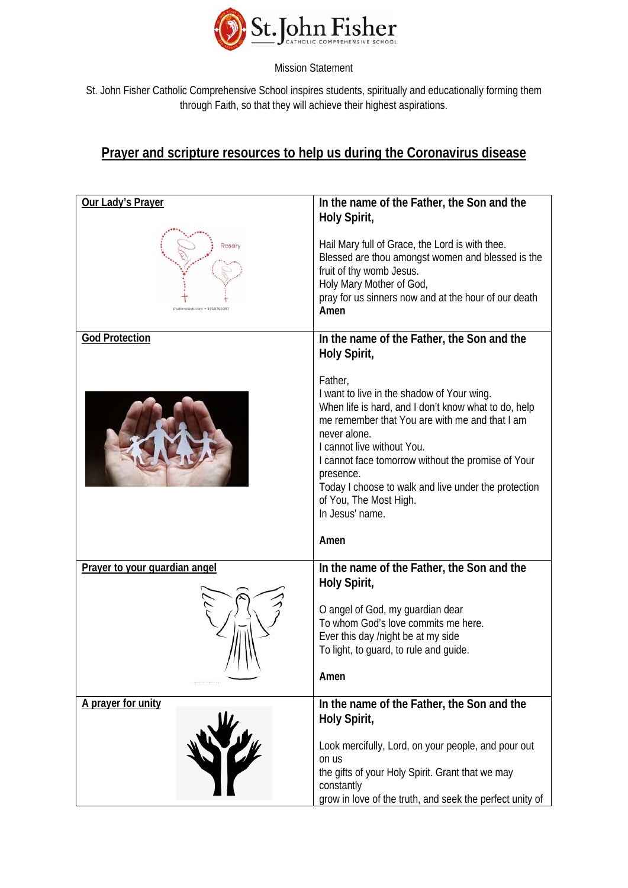St. John Fisher
CATHOLIC COMPREHENSIVE SCHOOL

Mission Statement

St. John Fisher Catholic Comprehensive School inspires students, spiritually and educationally forming them through Faith, so that they will achieve their highest aspirations.

## Prayer and scripture resources to help us during the Coronavirus disease

| **Our Lady's Prayer** | **In the name of the Father, the Son and the Holy Spirit,**<br><br>Hail Mary full of Grace, the Lord is with thee.<br>Blessed are thou amongst women and blessed is the fruit of thy womb Jesus.<br>Holy Mary Mother of God,<br>pray for us sinners now and at the hour of our death<br>**Amen** |
|---|---|
| **God Protection** | **In the name of the Father, the Son and the Holy Spirit,**<br><br>Father,<br>I want to live in the shadow of Your wing.<br>When life is hard, and I don't know what to do, help me remember that You are with me and that I am never alone.<br>I cannot live without You.<br>I cannot face tomorrow without the promise of Your presence.<br>Today I choose to walk and live under the protection of You, The Most High.<br>In Jesus' name.<br><br>**Amen** |
| **Prayer to your guardian angel** | **In the name of the Father, the Son and the Holy Spirit,**<br><br>O angel of God, my guardian dear<br>To whom God's love commits me here.<br>Ever this day /night be at my side<br>To light, to guard, to rule and guide.<br><br>**Amen** |
| **A prayer for unity** | **In the name of the Father, the Son and the Holy Spirit,**<br><br>Look mercifully, Lord, on your people, and pour out on us<br>the gifts of your Holy Spirit. Grant that we may constantly<br>grow in love of the truth, and seek the perfect unity of |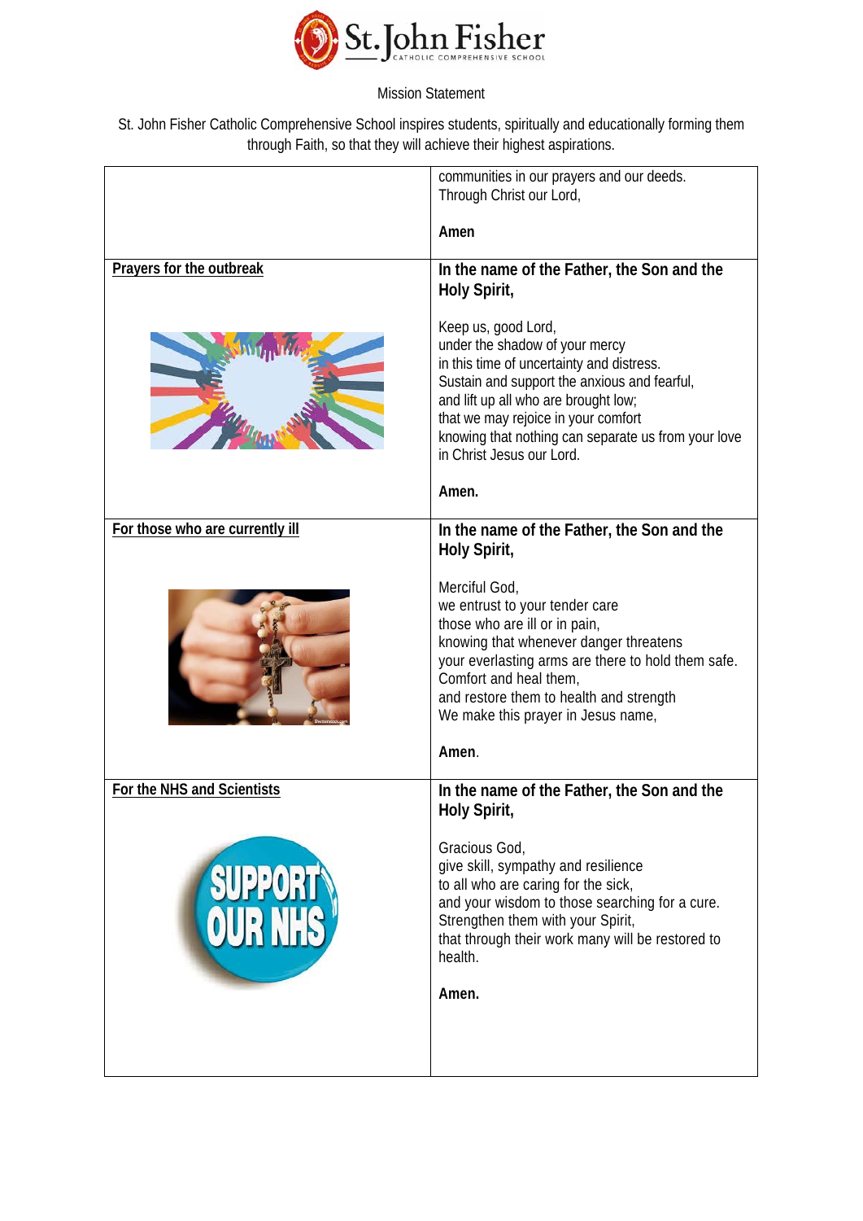Mission Statement

St. John Fisher Catholic Comprehensive School inspires students, spiritually and educationally forming them through Faith, so that they will achieve their highest aspirations.

| | |
|---|---|
| | communities in our prayers and our deeds.<br>Through Christ our Lord,<br><br>**Amen** |
| **Prayers for the outbreak** | **In the name of the Father, the Son and the Holy Spirit,**<br><br>Keep us, good Lord,<br>under the shadow of your mercy<br>in this time of uncertainty and distress.<br>Sustain and support the anxious and fearful,<br>and lift up all who are brought low;<br>that we may rejoice in your comfort<br>knowing that nothing can separate us from your love<br>in Christ Jesus our Lord.<br><br>**Amen.** |
| **For those who are currently ill** | **In the name of the Father, the Son and the Holy Spirit,**<br><br>Merciful God,<br>we entrust to your tender care<br>those who are ill or in pain,<br>knowing that whenever danger threatens<br>your everlasting arms are there to hold them safe.<br>Comfort and heal them,<br>and restore them to health and strength<br>We make this prayer in Jesus name,<br><br>**Amen**. |
| **For the NHS and Scientists** | **In the name of the Father, the Son and the Holy Spirit,**<br><br>Gracious God,<br>give skill, sympathy and resilience<br>to all who are caring for the sick,<br>and your wisdom to those searching for a cure.<br>Strengthen them with your Spirit,<br>that through their work many will be restored to health.<br><br>**Amen.** |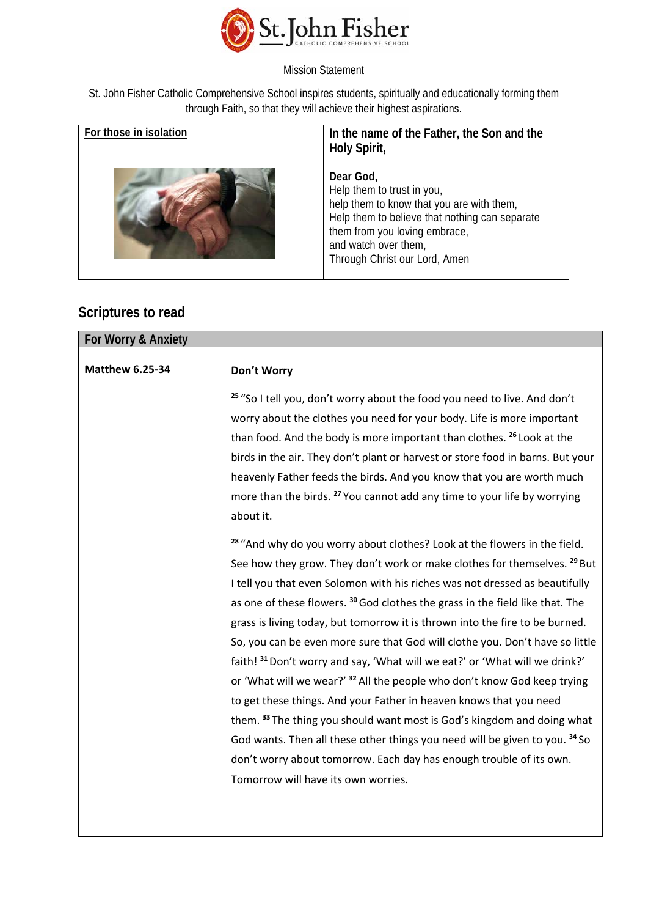St. John Fisher Catholic Comprehensive School

Mission Statement

St. John Fisher Catholic Comprehensive School inspires students, spiritually and educationally forming them through Faith, so that they will achieve their highest aspirations.

| For those in isolation | **In the name of the Father, the Son and the Holy Spirit,**<br><br>**Dear God,**<br>Help them to trust in you,<br>help them to know that you are with them,<br>Help them to believe that nothing can separate them from you loving embrace,<br>and watch over them,<br>Through Christ our Lord, Amen |
|---|---|

## Scriptures to read

| For Worry & Anxiety | |
|---|---|
| **Matthew 6.25-34** | **Don't Worry**<br><br>[25] "So I tell you, don't worry about the food you need to live. And don't worry about the clothes you need for your body. Life is more important than food. And the body is more important than clothes. [26] Look at the birds in the air. They don't plant or harvest or store food in barns. But your heavenly Father feeds the birds. And you know that you are worth much more than the birds. [27] You cannot add any time to your life by worrying about it.<br><br>[28] "And why do you worry about clothes? Look at the flowers in the field. See how they grow. They don't work or make clothes for themselves. [29] But I tell you that even Solomon with his riches was not dressed as beautifully as one of these flowers. [30] God clothes the grass in the field like that. The grass is living today, but tomorrow it is thrown into the fire to be burned. So, you can be even more sure that God will clothe you. Don't have so little faith! [31] Don't worry and say, 'What will we eat?' or 'What will we drink?' or 'What will we wear?' [32] All the people who don't know God keep trying to get these things. And your Father in heaven knows that you need them. [33] The thing you should want most is God's kingdom and doing what God wants. Then all these other things you need will be given to you. [34] So don't worry about tomorrow. Each day has enough trouble of its own. Tomorrow will have its own worries. |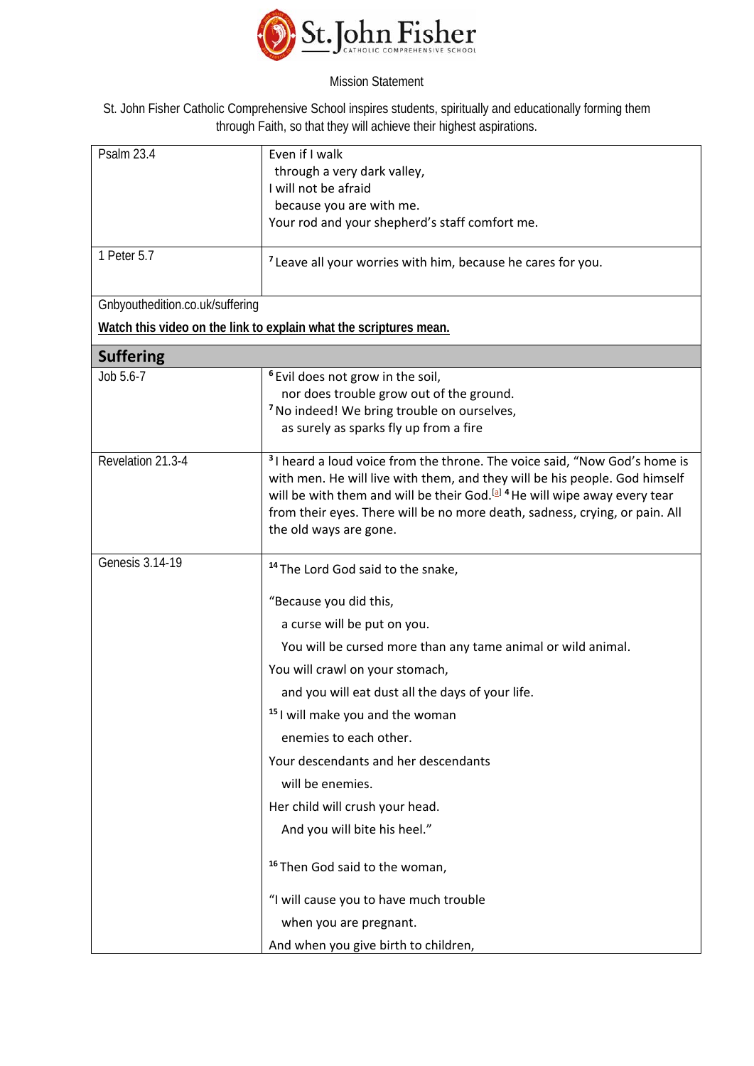St. John Fisher Catholic Comprehensive School

Mission Statement

St. John Fisher Catholic Comprehensive School inspires students, spiritually and educationally forming them through Faith, so that they will achieve their highest aspirations.

| Psalm 23.4 | Even if I walk<br>through a very dark valley,<br>I will not be afraid<br>because you are with me.<br>Your rod and your shepherd's staff comfort me. |
|---|---|
| 1 Peter 5.7 | [7] Leave all your worries with him, because he cares for you. |
| Gnbyouthedition.co.uk/suffering<br>**Watch this video on the link to explain what the scriptures mean.** | |
| **Suffering** | |
| Job 5.6-7 | [6] Evil does not grow in the soil,<br>nor does trouble grow out of the ground.<br>[7] No indeed! We bring trouble on ourselves,<br>as surely as sparks fly up from a fire |
| Revelation 21.3-4 | [3] I heard a loud voice from the throne. The voice said, "Now God's home is with men. He will live with them, and they will be his people. God himself will be with them and will be their God.[a] [4] He will wipe away every tear from their eyes. There will be no more death, sadness, crying, or pain. All the old ways are gone. |
| Genesis 3.14-19 | [14] The Lord God said to the snake,<br><br>"Because you did this,<br>a curse will be put on you.<br>You will be cursed more than any tame animal or wild animal.<br>You will crawl on your stomach,<br>and you will eat dust all the days of your life.<br>[15] I will make you and the woman<br>enemies to each other.<br>Your descendants and her descendants<br>will be enemies.<br>Her child will crush your head.<br>And you will bite his heel."<br><br>[16] Then God said to the woman,<br><br>"I will cause you to have much trouble<br>when you are pregnant.<br>And when you give birth to children, |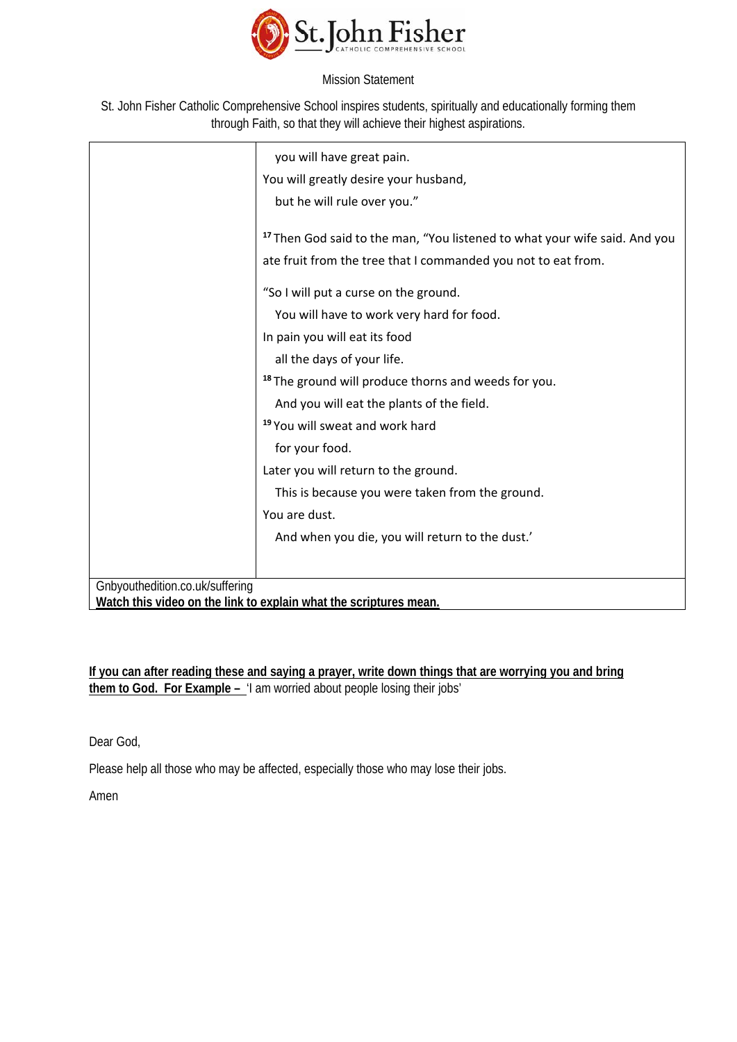St. John Fisher
CATHOLIC COMPREHENSIVE SCHOOL

Mission Statement

St. John Fisher Catholic Comprehensive School inspires students, spiritually and educationally forming them through Faith, so that they will achieve their highest aspirations.

| | |
|---|---|
| | you will have great pain.<br>You will greatly desire your husband,<br>but he will rule over you."<br><br>[17] Then God said to the man, "You listened to what your wife said. And you ate fruit from the tree that I commanded you not to eat from.<br><br>"So I will put a curse on the ground.<br>You will have to work very hard for food.<br>In pain you will eat its food<br>all the days of your life.<br>[18] The ground will produce thorns and weeds for you.<br>And you will eat the plants of the field.<br>[19] You will sweat and work hard<br>for your food.<br>Later you will return to the ground.<br>This is because you were taken from the ground.<br>You are dust.<br>And when you die, you will return to the dust.' |
| Gnbyouthedition.co.uk/suffering<br>**Watch this video on the link to explain what the scriptures mean.** | |

**If you can after reading these and saying a prayer, write down things that are worrying you and bring them to God. For Example –** 'I am worried about people losing their jobs'

Dear God,

Please help all those who may be affected, especially those who may lose their jobs.

Amen